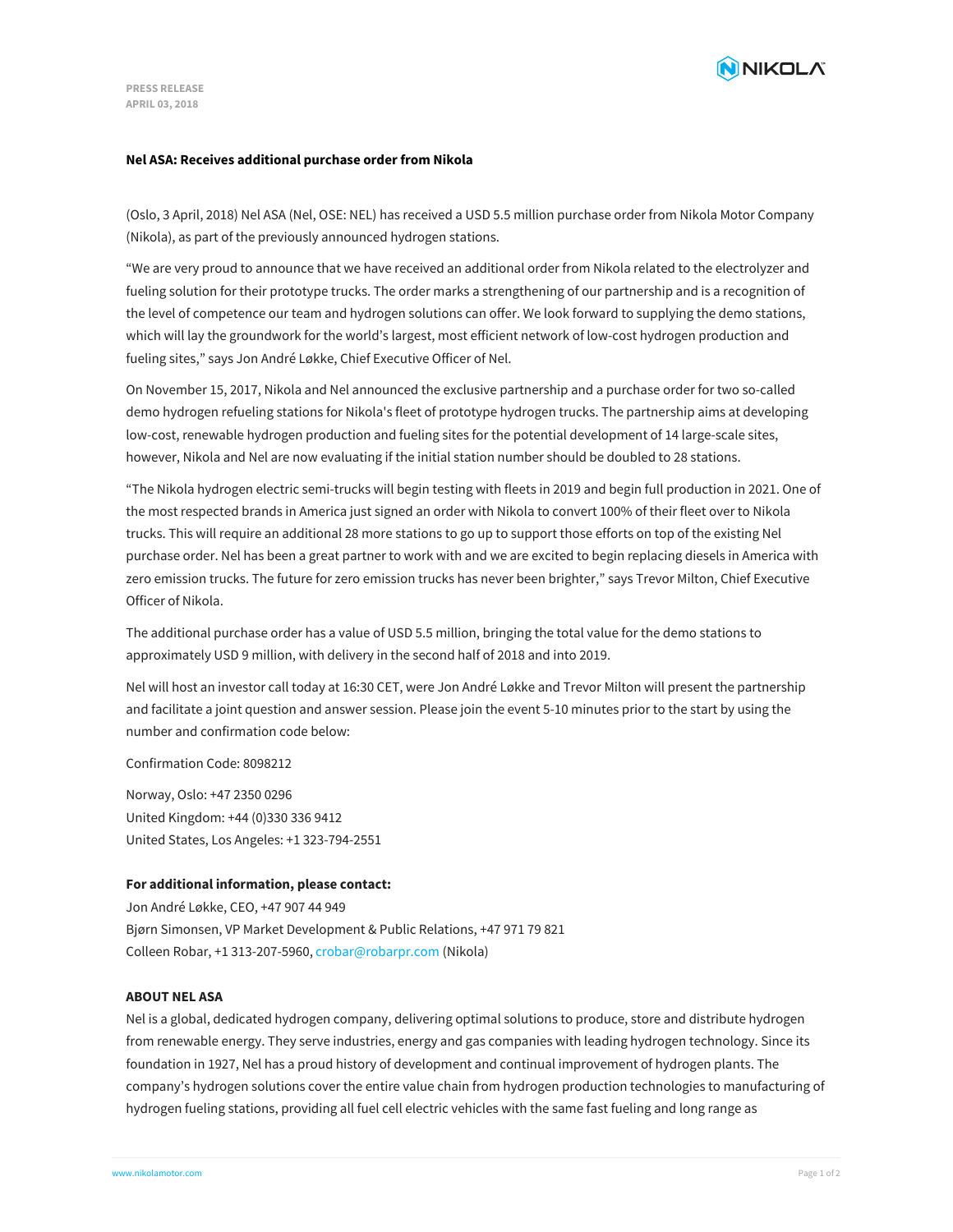PRESS RELEASE
APRIL 03, 2018

**Nel ASA: Receives additional purchase order from Nikola**

(Oslo, 3 April, 2018) Nel ASA (Nel, OSE: NEL) has received a USD 5.5 million purchase order from Nikola Motor Company (Nikola), as part of the previously announced hydrogen stations.

"We are very proud to announce that we have received an additional order from Nikola related to the electrolyzer and fueling solution for their prototype trucks. The order marks a strengthening of our partnership and is a recognition of the level of competence our team and hydrogen solutions can offer. We look forward to supplying the demo stations, which will lay the groundwork for the world's largest, most efficient network of low-cost hydrogen production and fueling sites," says Jon André Løkke, Chief Executive Officer of Nel.

On November 15, 2017, Nikola and Nel announced the exclusive partnership and a purchase order for two so-called demo hydrogen refueling stations for Nikola's fleet of prototype hydrogen trucks. The partnership aims at developing low-cost, renewable hydrogen production and fueling sites for the potential development of 14 large-scale sites, however, Nikola and Nel are now evaluating if the initial station number should be doubled to 28 stations.

"The Nikola hydrogen electric semi-trucks will begin testing with fleets in 2019 and begin full production in 2021. One of the most respected brands in America just signed an order with Nikola to convert 100% of their fleet over to Nikola trucks. This will require an additional 28 more stations to go up to support those efforts on top of the existing Nel purchase order. Nel has been a great partner to work with and we are excited to begin replacing diesels in America with zero emission trucks. The future for zero emission trucks has never been brighter," says Trevor Milton, Chief Executive Officer of Nikola.

The additional purchase order has a value of USD 5.5 million, bringing the total value for the demo stations to approximately USD 9 million, with delivery in the second half of 2018 and into 2019.

Nel will host an investor call today at 16:30 CET, were Jon André Løkke and Trevor Milton will present the partnership and facilitate a joint question and answer session. Please join the event 5-10 minutes prior to the start by using the number and confirmation code below:

Confirmation Code: 8098212

Norway, Oslo: +47 2350 0296
United Kingdom: +44 (0)330 336 9412
United States, Los Angeles: +1 323-794-2551

**For additional information, please contact:**
Jon André Løkke, CEO, +47 907 44 949
Bjørn Simonsen, VP Market Development & Public Relations, +47 971 79 821
Colleen Robar, +1 313-207-5960, crobar@robarpr.com (Nikola)

**ABOUT NEL ASA**
Nel is a global, dedicated hydrogen company, delivering optimal solutions to produce, store and distribute hydrogen from renewable energy. They serve industries, energy and gas companies with leading hydrogen technology. Since its foundation in 1927, Nel has a proud history of development and continual improvement of hydrogen plants. The company's hydrogen solutions cover the entire value chain from hydrogen production technologies to manufacturing of hydrogen fueling stations, providing all fuel cell electric vehicles with the same fast fueling and long range as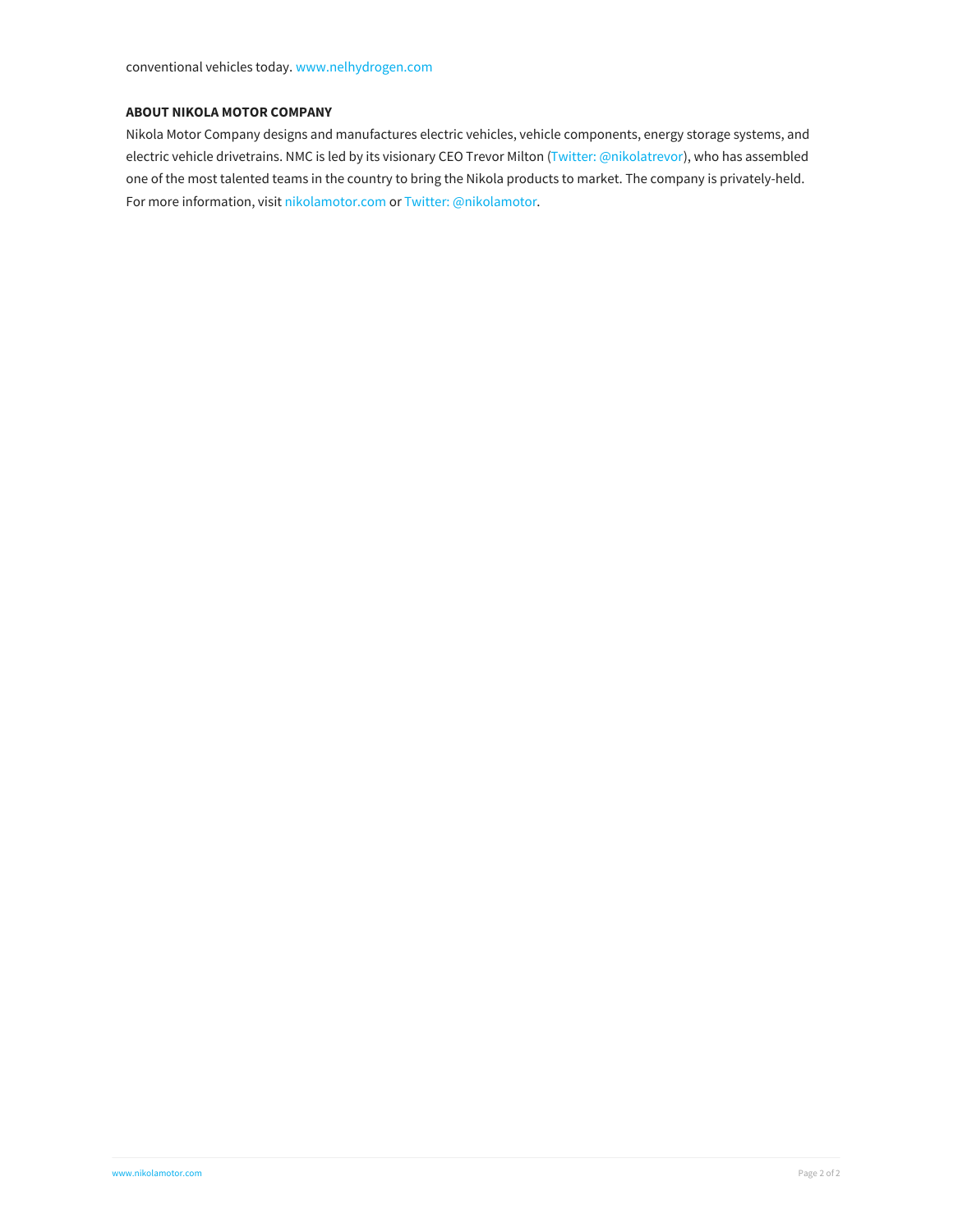conventional vehicles today. www.nelhydrogen.com

**ABOUT NIKOLA MOTOR COMPANY**

Nikola Motor Company designs and manufactures electric vehicles, vehicle components, energy storage systems, and electric vehicle drivetrains. NMC is led by its visionary CEO Trevor Milton (Twitter: @nikolatrevor), who has assembled one of the most talented teams in the country to bring the Nikola products to market. The company is privately-held. For more information, visit nikolamotor.com or Twitter: @nikolamotor.